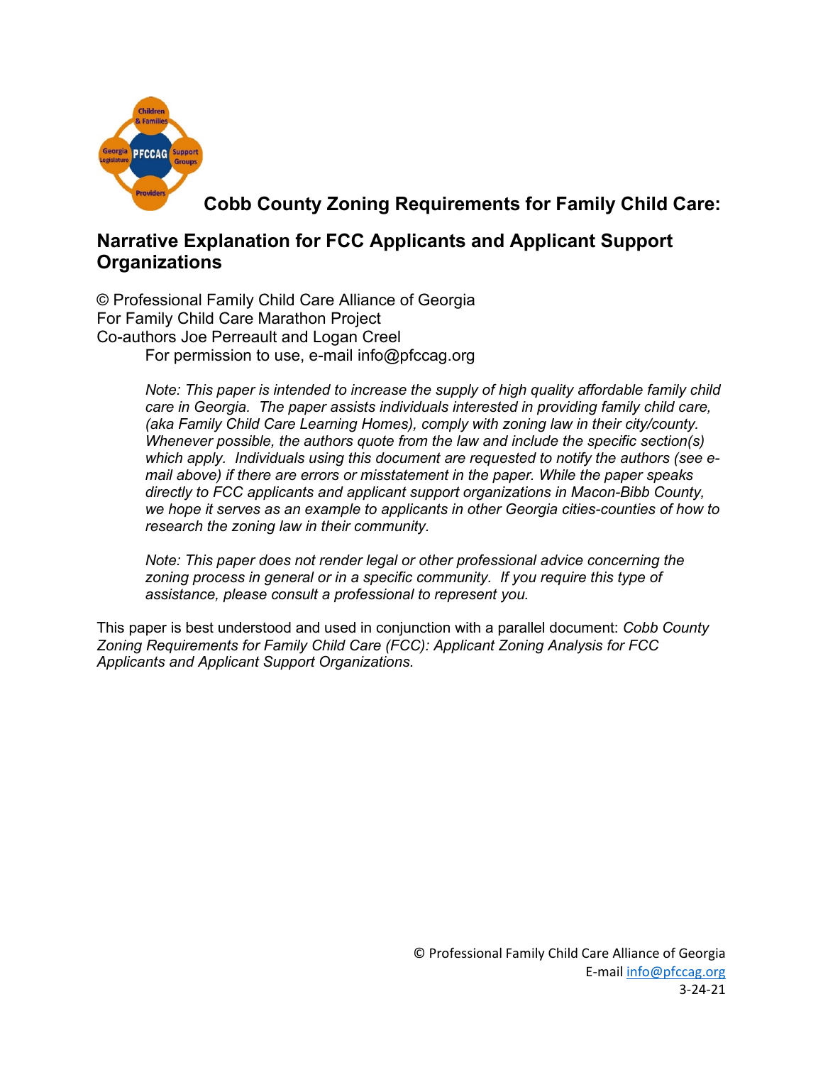# Cobb County Zoning Requirements for Family Child Care:

## Narrative Explanation for FCC Applicants and Applicant Support Organizations

© Professional Family Child Care Alliance of Georgia
For Family Child Care Marathon Project
Co-authors Joe Perreault and Logan Creel
For permission to use, e-mail info@pfccag.org

*Note: This paper is intended to increase the supply of high quality affordable family child care in Georgia. The paper assists individuals interested in providing family child care, (aka Family Child Care Learning Homes), comply with zoning law in their city/county. Whenever possible, the authors quote from the law and include the specific section(s) which apply. Individuals using this document are requested to notify the authors (see e-mail above) if there are errors or misstatement in the paper. While the paper speaks directly to FCC applicants and applicant support organizations in Macon-Bibb County, we hope it serves as an example to applicants in other Georgia cities-counties of how to research the zoning law in their community.*

*Note: This paper does not render legal or other professional advice concerning the zoning process in general or in a specific community. If you require this type of assistance, please consult a professional to represent you.*

This paper is best understood and used in conjunction with a parallel document: *Cobb County Zoning Requirements for Family Child Care (FCC): Applicant Zoning Analysis for FCC Applicants and Applicant Support Organizations.*

© Professional Family Child Care Alliance of Georgia
E-mail info@pfccag.org
3-24-21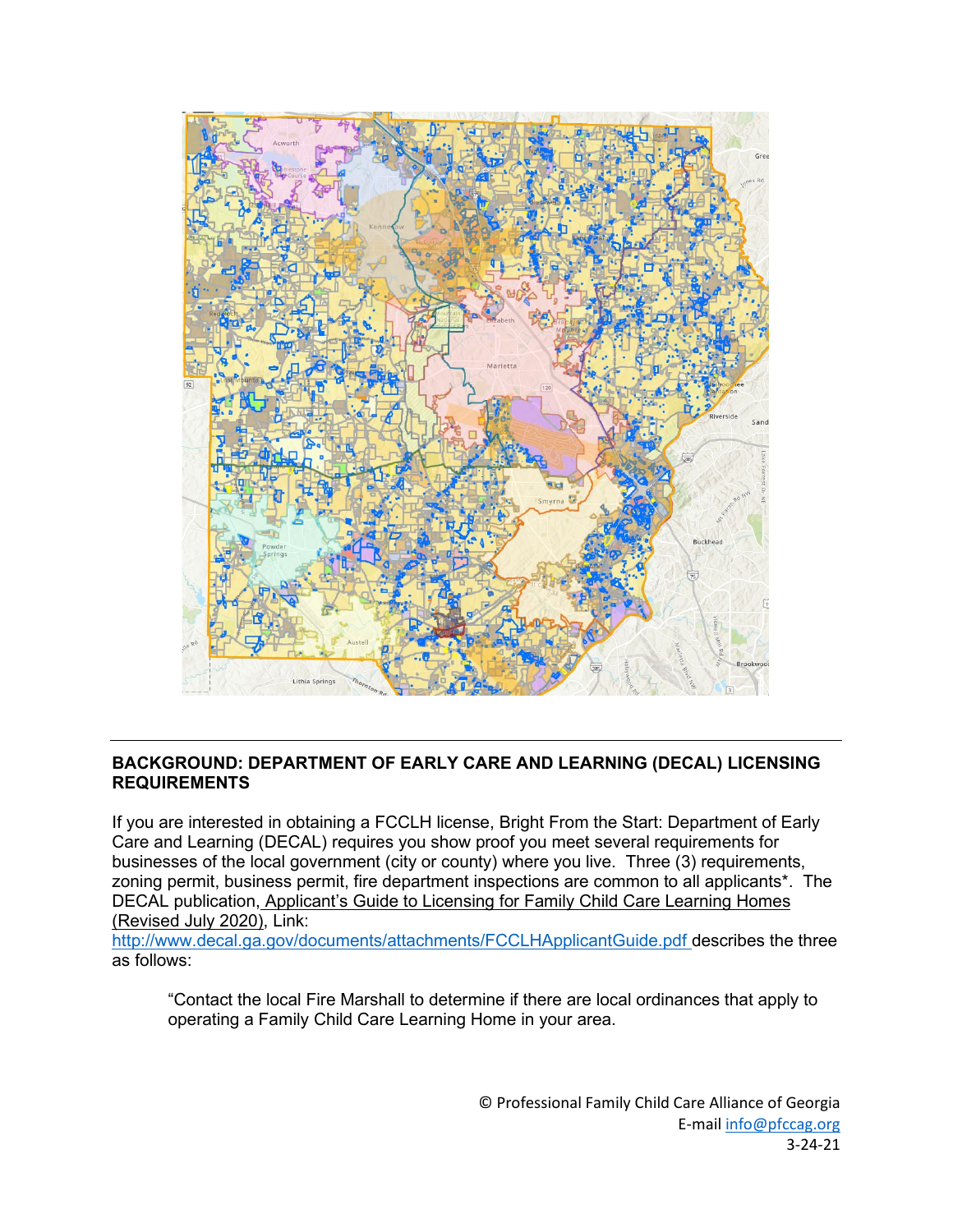## BACKGROUND: DEPARTMENT OF EARLY CARE AND LEARNING (DECAL) LICENSING REQUIREMENTS

If you are interested in obtaining a FCCLH license, Bright From the Start: Department of Early Care and Learning (DECAL) requires you show proof you meet several requirements for businesses of the local government (city or county) where you live. Three (3) requirements, zoning permit, business permit, fire department inspections are common to all applicants*. The DECAL publication, Applicant's Guide to Licensing for Family Child Care Learning Homes (Revised July 2020), Link: http://www.decal.ga.gov/documents/attachments/FCCLHApplicantGuide.pdf describes the three as follows:

> "Contact the local Fire Marshall to determine if there are local ordinances that apply to operating a Family Child Care Learning Home in your area.

© Professional Family Child Care Alliance of Georgia
E-mail info@pfccag.org
3-24-21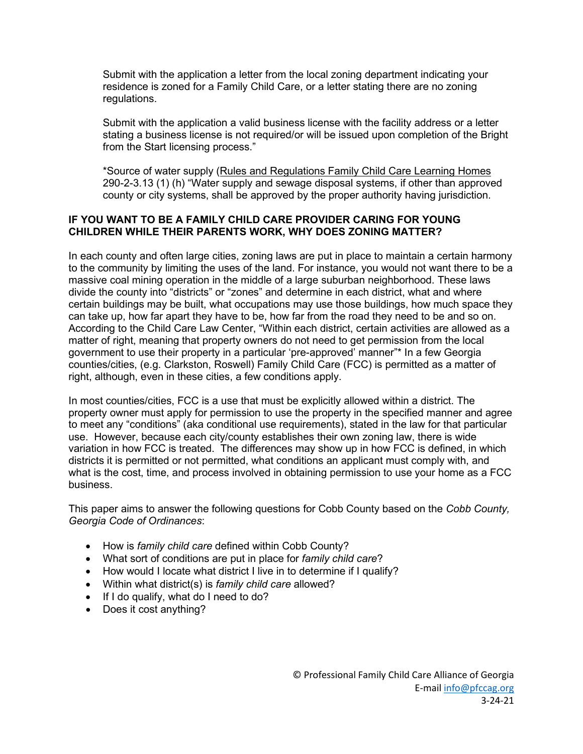Submit with the application a letter from the local zoning department indicating your residence is zoned for a Family Child Care, or a letter stating there are no zoning regulations.

Submit with the application a valid business license with the facility address or a letter stating a business license is not required/or will be issued upon completion of the Bright from the Start licensing process."

*Source of water supply (Rules and Regulations Family Child Care Learning Homes 290-2-3.13 (1) (h) "Water supply and sewage disposal systems, if other than approved county or city systems, shall be approved by the proper authority having jurisdiction.

**IF YOU WANT TO BE A FAMILY CHILD CARE PROVIDER CARING FOR YOUNG CHILDREN WHILE THEIR PARENTS WORK, WHY DOES ZONING MATTER?**

In each county and often large cities, zoning laws are put in place to maintain a certain harmony to the community by limiting the uses of the land. For instance, you would not want there to be a massive coal mining operation in the middle of a large suburban neighborhood. These laws divide the county into "districts" or "zones" and determine in each district, what and where certain buildings may be built, what occupations may use those buildings, how much space they can take up, how far apart they have to be, how far from the road they need to be and so on. According to the Child Care Law Center, "Within each district, certain activities are allowed as a matter of right, meaning that property owners do not need to get permission from the local government to use their property in a particular 'pre-approved' manner"* In a few Georgia counties/cities, (e.g. Clarkston, Roswell) Family Child Care (FCC) is permitted as a matter of right, although, even in these cities, a few conditions apply.

In most counties/cities, FCC is a use that must be explicitly allowed within a district. The property owner must apply for permission to use the property in the specified manner and agree to meet any "conditions" (aka conditional use requirements), stated in the law for that particular use. However, because each city/county establishes their own zoning law, there is wide variation in how FCC is treated. The differences may show up in how FCC is defined, in which districts it is permitted or not permitted, what conditions an applicant must comply with, and what is the cost, time, and process involved in obtaining permission to use your home as a FCC business.

This paper aims to answer the following questions for Cobb County based on the *Cobb County, Georgia Code of Ordinances*:

- How is *family child care* defined within Cobb County?
- What sort of conditions are put in place for *family child care*?
- How would I locate what district I live in to determine if I qualify?
- Within what district(s) is *family child care* allowed?
- If I do qualify, what do I need to do?
- Does it cost anything?

© Professional Family Child Care Alliance of Georgia
E-mail info@pfccag.org
3-24-21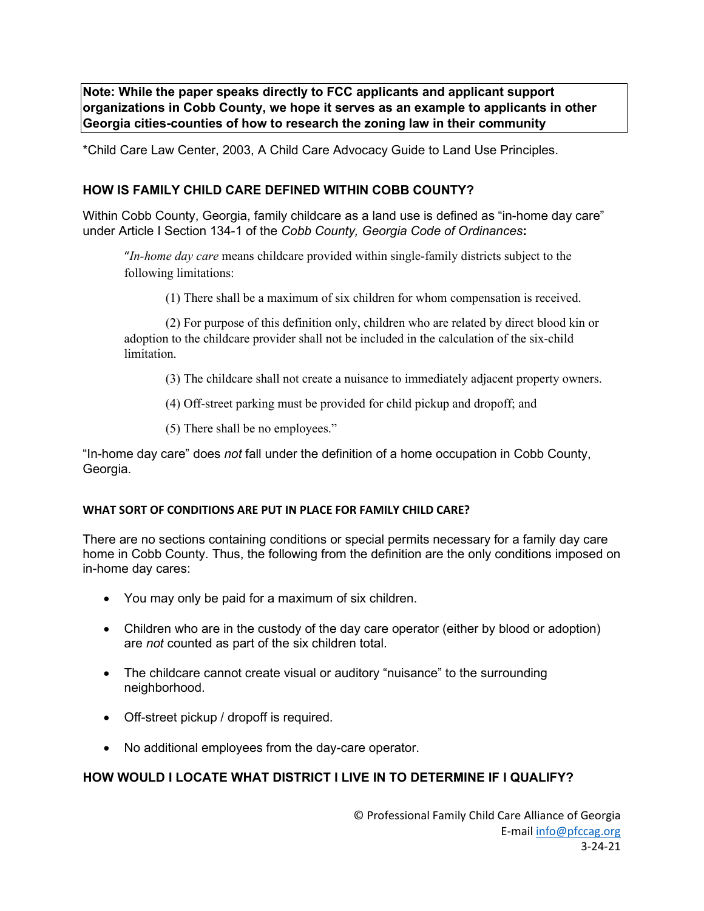**Note: While the paper speaks directly to FCC applicants and applicant support organizations in Cobb County, we hope it serves as an example to applicants in other Georgia cities-counties of how to research the zoning law in their community**

*Child Care Law Center, 2003, A Child Care Advocacy Guide to Land Use Principles.

## HOW IS FAMILY CHILD CARE DEFINED WITHIN COBB COUNTY?

Within Cobb County, Georgia, family childcare as a land use is defined as "in-home day care" under Article I Section 134-1 of the *Cobb County, Georgia Code of Ordinances***:**

> "*In-home day care* means childcare provided within single-family districts subject to the following limitations:
>
> (1) There shall be a maximum of six children for whom compensation is received.
>
> (2) For purpose of this definition only, children who are related by direct blood kin or adoption to the childcare provider shall not be included in the calculation of the six-child limitation.
>
> (3) The childcare shall not create a nuisance to immediately adjacent property owners.
>
> (4) Off-street parking must be provided for child pickup and dropoff; and
>
> (5) There shall be no employees."

"In-home day care" does *not* fall under the definition of a home occupation in Cobb County, Georgia.

### WHAT SORT OF CONDITIONS ARE PUT IN PLACE FOR FAMILY CHILD CARE?

There are no sections containing conditions or special permits necessary for a family day care home in Cobb County. Thus, the following from the definition are the only conditions imposed on in-home day cares:

- You may only be paid for a maximum of six children.
- Children who are in the custody of the day care operator (either by blood or adoption) are *not* counted as part of the six children total.
- The childcare cannot create visual or auditory "nuisance" to the surrounding neighborhood.
- Off-street pickup / dropoff is required.
- No additional employees from the day-care operator.

## HOW WOULD I LOCATE WHAT DISTRICT I LIVE IN TO DETERMINE IF I QUALIFY?

© Professional Family Child Care Alliance of Georgia
E-mail info@pfccag.org
3-24-21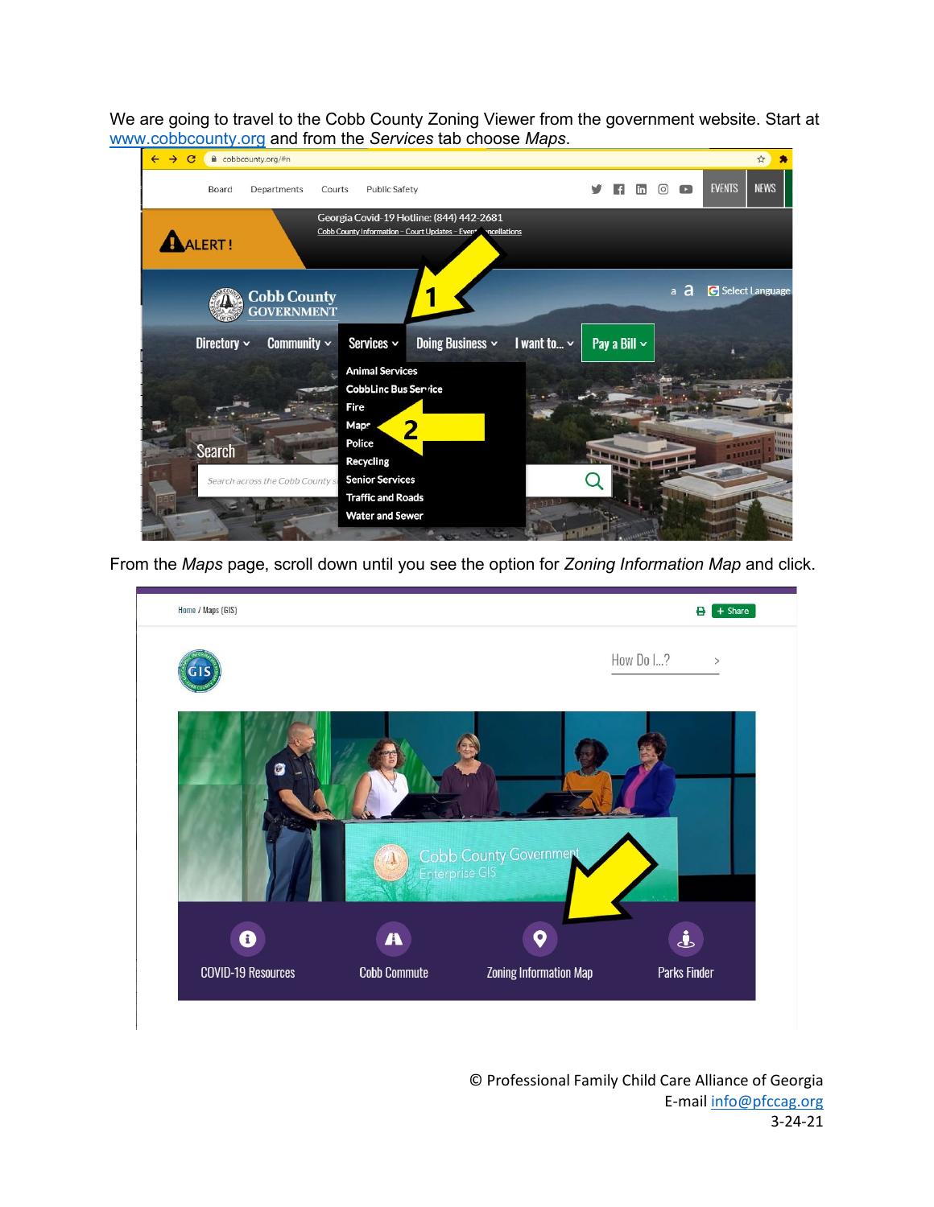We are going to travel to the Cobb County Zoning Viewer from the government website. Start at www.cobbcounty.org and from the *Services* tab choose *Maps*.

From the *Maps* page, scroll down until you see the option for *Zoning Information Map* and click.

© Professional Family Child Care Alliance of Georgia
E-mail info@pfccag.org
3-24-21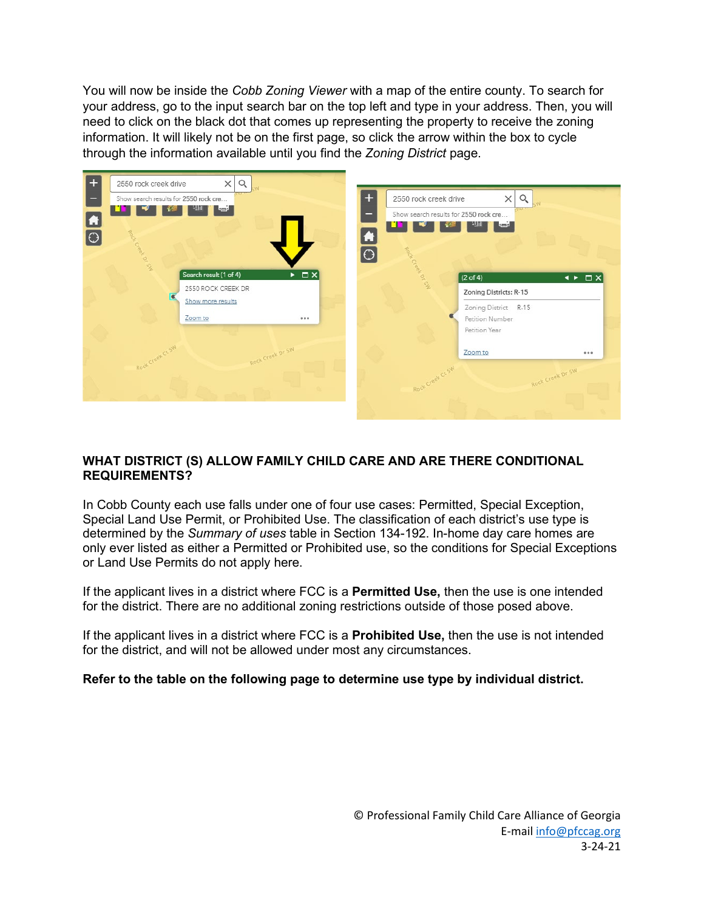You will now be inside the *Cobb Zoning Viewer* with a map of the entire county. To search for your address, go to the input search bar on the top left and type in your address. Then, you will need to click on the black dot that comes up representing the property to receive the zoning information. It will likely not be on the first page, so click the arrow within the box to cycle through the information available until you find the *Zoning District* page.

**WHAT DISTRICT (S) ALLOW FAMILY CHILD CARE AND ARE THERE CONDITIONAL REQUIREMENTS?**

In Cobb County each use falls under one of four use cases: Permitted, Special Exception, Special Land Use Permit, or Prohibited Use. The classification of each district's use type is determined by the *Summary of uses* table in Section 134-192. In-home day care homes are only ever listed as either a Permitted or Prohibited use, so the conditions for Special Exceptions or Land Use Permits do not apply here.

If the applicant lives in a district where FCC is a **Permitted Use,** then the use is one intended for the district. There are no additional zoning restrictions outside of those posed above.

If the applicant lives in a district where FCC is a **Prohibited Use,** then the use is not intended for the district, and will not be allowed under most any circumstances.

**Refer to the table on the following page to determine use type by individual district.**

© Professional Family Child Care Alliance of Georgia
E-mail info@pfccag.org
3-24-21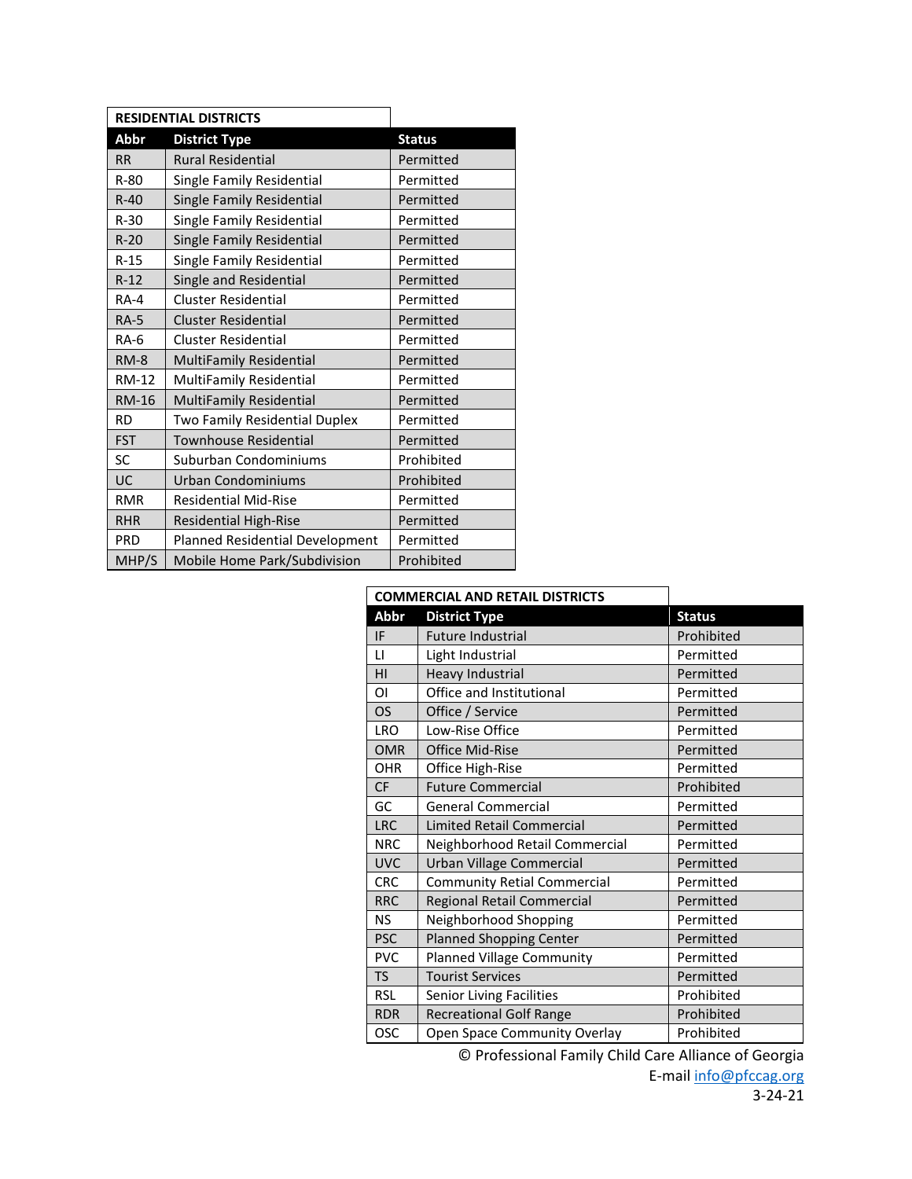| RESIDENTIAL DISTRICTS | | |
|---|---|---|
| **Abbr** | **District Type** | **Status** |
| RR | Rural Residential | Permitted |
| R-80 | Single Family Residential | Permitted |
| R-40 | Single Family Residential | Permitted |
| R-30 | Single Family Residential | Permitted |
| R-20 | Single Family Residential | Permitted |
| R-15 | Single Family Residential | Permitted |
| R-12 | Single and Residential | Permitted |
| RA-4 | Cluster Residential | Permitted |
| RA-5 | Cluster Residential | Permitted |
| RA-6 | Cluster Residential | Permitted |
| RM-8 | MultiFamily Residential | Permitted |
| RM-12 | MultiFamily Residential | Permitted |
| RM-16 | MultiFamily Residential | Permitted |
| RD | Two Family Residential Duplex | Permitted |
| FST | Townhouse Residential | Permitted |
| SC | Suburban Condominiums | Prohibited |
| UC | Urban Condominiums | Prohibited |
| RMR | Residential Mid-Rise | Permitted |
| RHR | Residential High-Rise | Permitted |
| PRD | Planned Residential Development | Permitted |
| MHP/S | Mobile Home Park/Subdivision | Prohibited |

| COMMERCIAL AND RETAIL DISTRICTS | | |
|---|---|---|
| **Abbr** | **District Type** | **Status** |
| IF | Future Industrial | Prohibited |
| LI | Light Industrial | Permitted |
| HI | Heavy Industrial | Permitted |
| OI | Office and Institutional | Permitted |
| OS | Office / Service | Permitted |
| LRO | Low-Rise Office | Permitted |
| OMR | Office Mid-Rise | Permitted |
| OHR | Office High-Rise | Permitted |
| CF | Future Commercial | Prohibited |
| GC | General Commercial | Permitted |
| LRC | Limited Retail Commercial | Permitted |
| NRC | Neighborhood Retail Commercial | Permitted |
| UVC | Urban Village Commercial | Permitted |
| CRC | Community Retial Commercial | Permitted |
| RRC | Regional Retail Commercial | Permitted |
| NS | Neighborhood Shopping | Permitted |
| PSC | Planned Shopping Center | Permitted |
| PVC | Planned Village Community | Permitted |
| TS | Tourist Services | Permitted |
| RSL | Senior Living Facilities | Prohibited |
| RDR | Recreational Golf Range | Prohibited |
| OSC | Open Space Community Overlay | Prohibited |

© Professional Family Child Care Alliance of Georgia
E-mail info@pfccag.org
3-24-21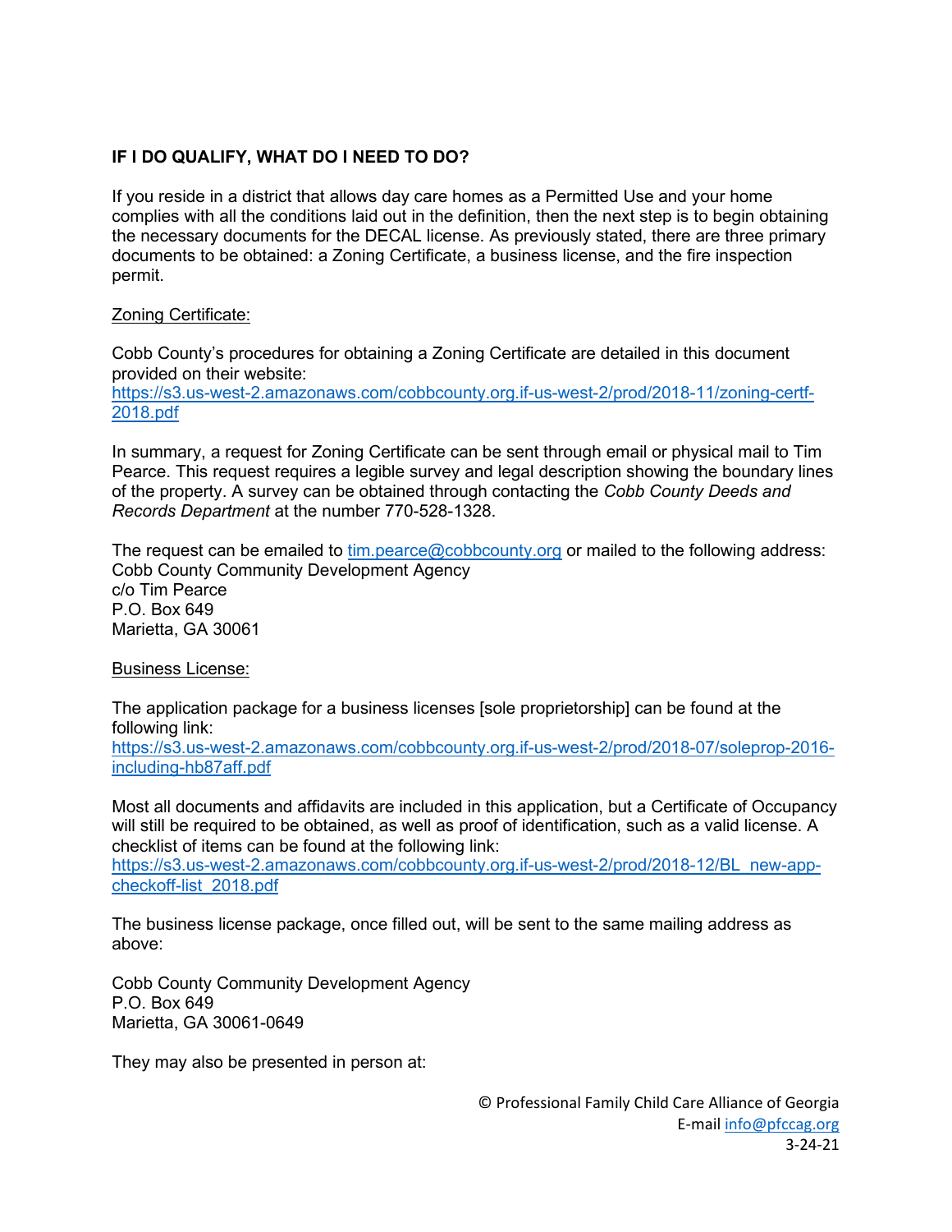**IF I DO QUALIFY, WHAT DO I NEED TO DO?**

If you reside in a district that allows day care homes as a Permitted Use and your home complies with all the conditions laid out in the definition, then the next step is to begin obtaining the necessary documents for the DECAL license. As previously stated, there are three primary documents to be obtained: a Zoning Certificate, a business license, and the fire inspection permit.

<u>Zoning Certificate:</u>

Cobb County's procedures for obtaining a Zoning Certificate are detailed in this document provided on their website:
[https://s3.us-west-2.amazonaws.com/cobbcounty.org.if-us-west-2/prod/2018-11/zoning-certf-2018.pdf](https://s3.us-west-2.amazonaws.com/cobbcounty.org.if-us-west-2/prod/2018-11/zoning-certf-2018.pdf)

In summary, a request for Zoning Certificate can be sent through email or physical mail to Tim Pearce. This request requires a legible survey and legal description showing the boundary lines of the property. A survey can be obtained through contacting the *Cobb County Deeds and Records Department* at the number 770-528-1328.

The request can be emailed to [tim.pearce@cobbcounty.org](mailto:tim.pearce@cobbcounty.org) or mailed to the following address:
Cobb County Community Development Agency
c/o Tim Pearce
P.O. Box 649
Marietta, GA 30061

<u>Business License:</u>

The application package for a business licenses [sole proprietorship] can be found at the following link:
[https://s3.us-west-2.amazonaws.com/cobbcounty.org.if-us-west-2/prod/2018-07/soleprop-2016-including-hb87aff.pdf](https://s3.us-west-2.amazonaws.com/cobbcounty.org.if-us-west-2/prod/2018-07/soleprop-2016-including-hb87aff.pdf)

Most all documents and affidavits are included in this application, but a Certificate of Occupancy will still be required to be obtained, as well as proof of identification, such as a valid license. A checklist of items can be found at the following link:
[https://s3.us-west-2.amazonaws.com/cobbcounty.org.if-us-west-2/prod/2018-12/BL_new-app-checkoff-list_2018.pdf](https://s3.us-west-2.amazonaws.com/cobbcounty.org.if-us-west-2/prod/2018-12/BL_new-app-checkoff-list_2018.pdf)

The business license package, once filled out, will be sent to the same mailing address as above:

Cobb County Community Development Agency
P.O. Box 649
Marietta, GA 30061-0649

They may also be presented in person at: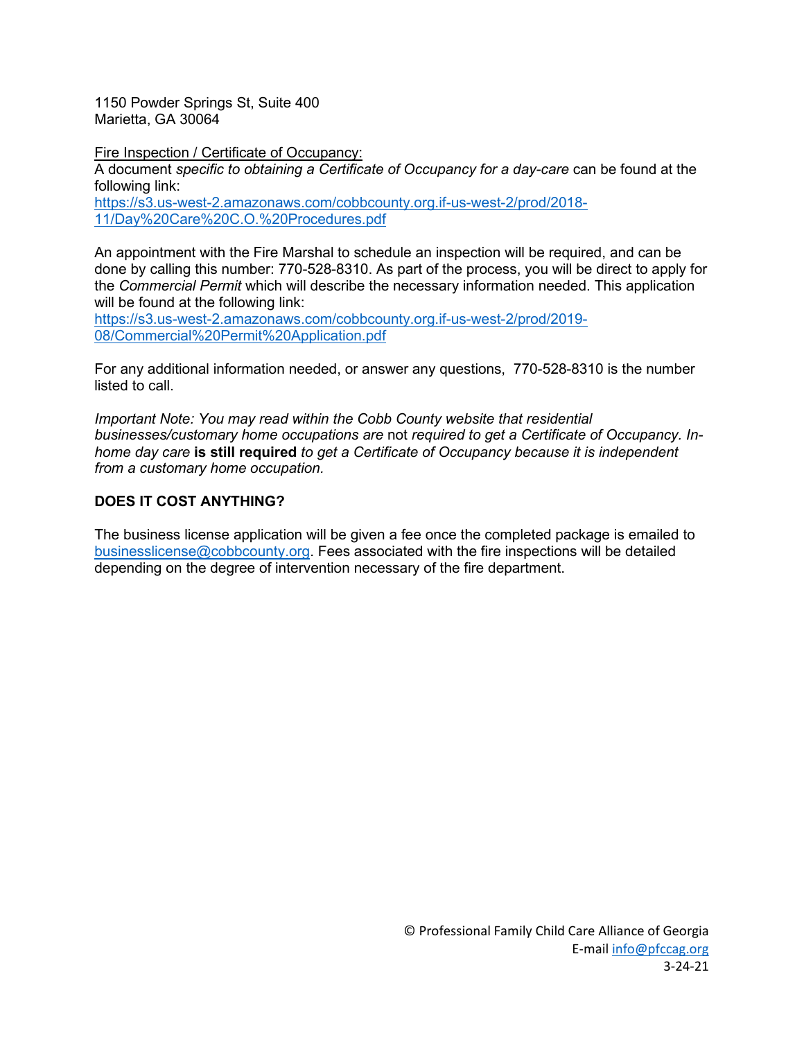1150 Powder Springs St, Suite 400
Marietta, GA 30064

Fire Inspection / Certificate of Occupancy:
A document *specific to obtaining a Certificate of Occupancy for a day-care* can be found at the following link:
https://s3.us-west-2.amazonaws.com/cobbcounty.org.if-us-west-2/prod/2018-11/Day%20Care%20C.O.%20Procedures.pdf

An appointment with the Fire Marshal to schedule an inspection will be required, and can be done by calling this number: 770-528-8310. As part of the process, you will be direct to apply for the *Commercial Permit* which will describe the necessary information needed. This application will be found at the following link:
https://s3.us-west-2.amazonaws.com/cobbcounty.org.if-us-west-2/prod/2019-08/Commercial%20Permit%20Application.pdf

For any additional information needed, or answer any questions, 770-528-8310 is the number listed to call.

*Important Note: You may read within the Cobb County website that residential businesses/customary home occupations are* not *required to get a Certificate of Occupancy. In-home day care* **is still required** *to get a Certificate of Occupancy because it is independent from a customary home occupation.*

**DOES IT COST ANYTHING?**

The business license application will be given a fee once the completed package is emailed to businesslicense@cobbcounty.org. Fees associated with the fire inspections will be detailed depending on the degree of intervention necessary of the fire department.

© Professional Family Child Care Alliance of Georgia
E-mail info@pfccag.org
3-24-21